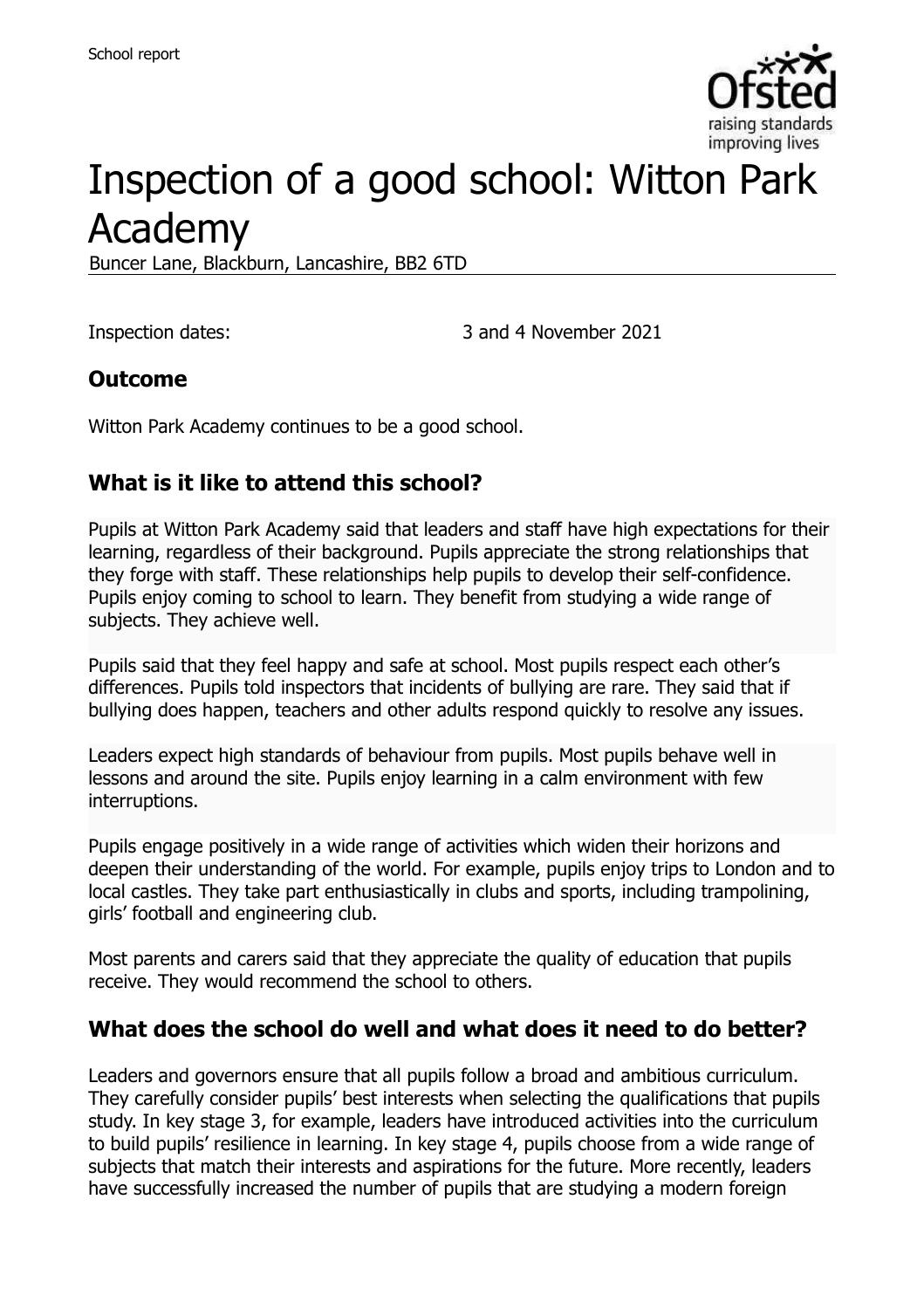# Inspection of a good school: Witton Park Academy

Buncer Lane, Blackburn, Lancashire, BB2 6TD

Inspection dates: 3 and 4 November 2021

## Outcome

Witton Park Academy continues to be a good school.

## What is it like to attend this school?

Pupils at Witton Park Academy said that leaders and staff have high expectations for their learning, regardless of their background. Pupils appreciate the strong relationships that they forge with staff. These relationships help pupils to develop their self-confidence. Pupils enjoy coming to school to learn. They benefit from studying a wide range of subjects. They achieve well.

Pupils said that they feel happy and safe at school. Most pupils respect each other's differences. Pupils told inspectors that incidents of bullying are rare. They said that if bullying does happen, teachers and other adults respond quickly to resolve any issues.

Leaders expect high standards of behaviour from pupils. Most pupils behave well in lessons and around the site. Pupils enjoy learning in a calm environment with few interruptions.

Pupils engage positively in a wide range of activities which widen their horizons and deepen their understanding of the world. For example, pupils enjoy trips to London and to local castles. They take part enthusiastically in clubs and sports, including trampolining, girls' football and engineering club.

Most parents and carers said that they appreciate the quality of education that pupils receive. They would recommend the school to others.

## What does the school do well and what does it need to do better?

Leaders and governors ensure that all pupils follow a broad and ambitious curriculum. They carefully consider pupils' best interests when selecting the qualifications that pupils study. In key stage 3, for example, leaders have introduced activities into the curriculum to build pupils' resilience in learning. In key stage 4, pupils choose from a wide range of subjects that match their interests and aspirations for the future. More recently, leaders have successfully increased the number of pupils that are studying a modern foreign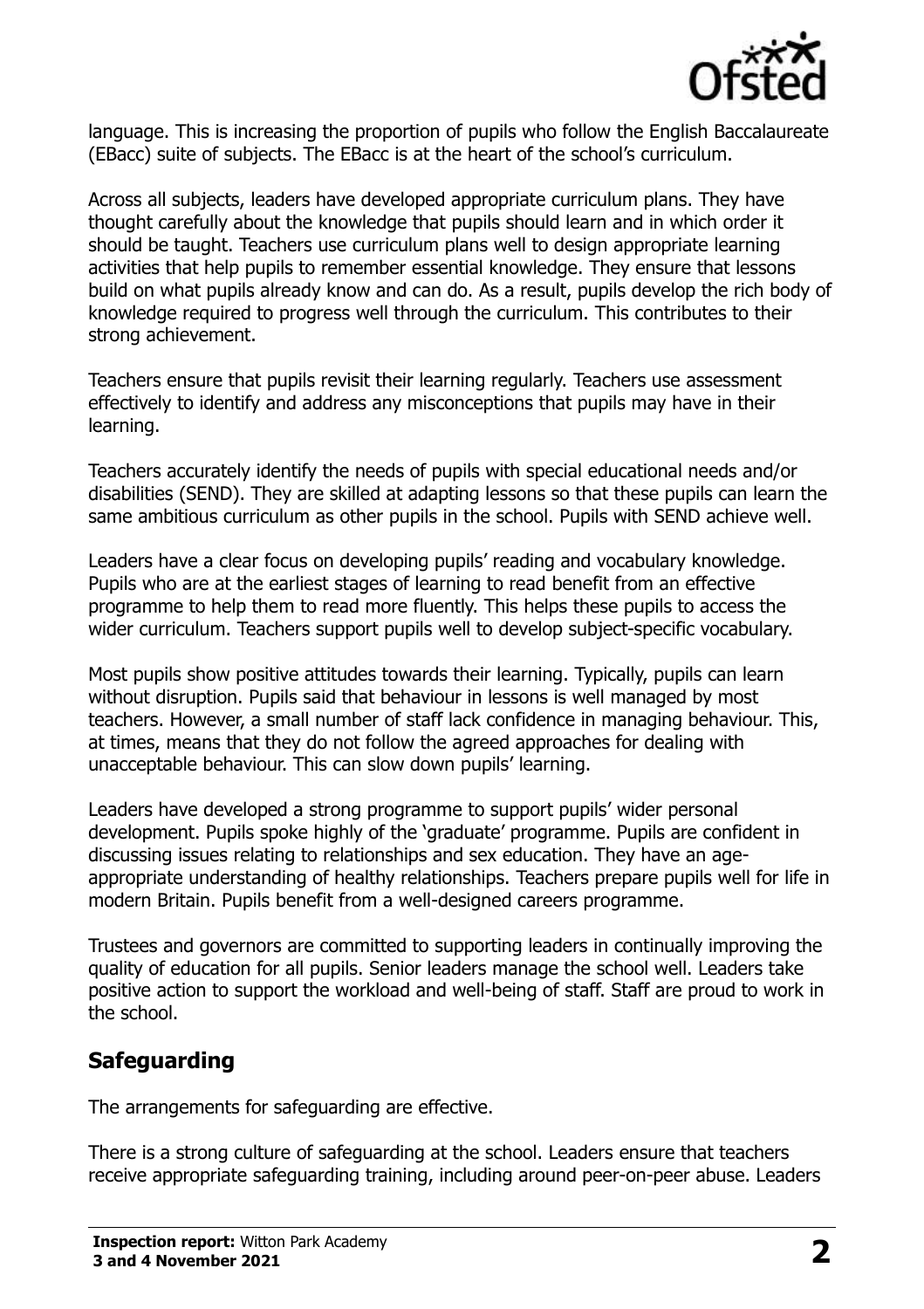language. This is increasing the proportion of pupils who follow the English Baccalaureate (EBacc) suite of subjects. The EBacc is at the heart of the school's curriculum.

Across all subjects, leaders have developed appropriate curriculum plans. They have thought carefully about the knowledge that pupils should learn and in which order it should be taught. Teachers use curriculum plans well to design appropriate learning activities that help pupils to remember essential knowledge. They ensure that lessons build on what pupils already know and can do. As a result, pupils develop the rich body of knowledge required to progress well through the curriculum. This contributes to their strong achievement.

Teachers ensure that pupils revisit their learning regularly. Teachers use assessment effectively to identify and address any misconceptions that pupils may have in their learning.

Teachers accurately identify the needs of pupils with special educational needs and/or disabilities (SEND). They are skilled at adapting lessons so that these pupils can learn the same ambitious curriculum as other pupils in the school. Pupils with SEND achieve well.

Leaders have a clear focus on developing pupils' reading and vocabulary knowledge. Pupils who are at the earliest stages of learning to read benefit from an effective programme to help them to read more fluently. This helps these pupils to access the wider curriculum. Teachers support pupils well to develop subject-specific vocabulary.

Most pupils show positive attitudes towards their learning. Typically, pupils can learn without disruption. Pupils said that behaviour in lessons is well managed by most teachers. However, a small number of staff lack confidence in managing behaviour. This, at times, means that they do not follow the agreed approaches for dealing with unacceptable behaviour. This can slow down pupils' learning.

Leaders have developed a strong programme to support pupils' wider personal development. Pupils spoke highly of the 'graduate' programme. Pupils are confident in discussing issues relating to relationships and sex education. They have an age-appropriate understanding of healthy relationships. Teachers prepare pupils well for life in modern Britain. Pupils benefit from a well-designed careers programme.

Trustees and governors are committed to supporting leaders in continually improving the quality of education for all pupils. Senior leaders manage the school well. Leaders take positive action to support the workload and well-being of staff. Staff are proud to work in the school.

## Safeguarding

The arrangements for safeguarding are effective.

There is a strong culture of safeguarding at the school. Leaders ensure that teachers receive appropriate safeguarding training, including around peer-on-peer abuse. Leaders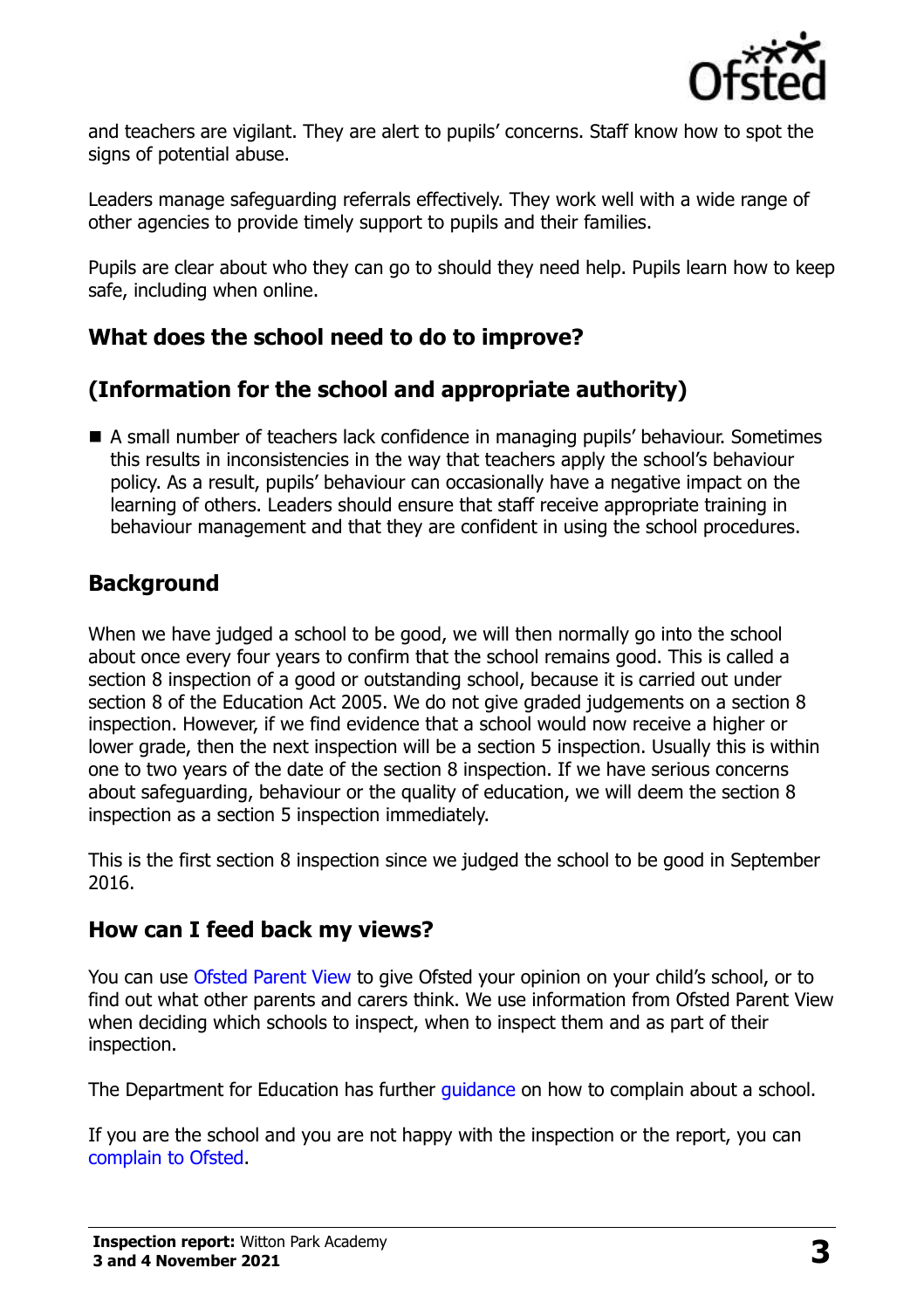and teachers are vigilant. They are alert to pupils' concerns. Staff know how to spot the signs of potential abuse.

Leaders manage safeguarding referrals effectively. They work well with a wide range of other agencies to provide timely support to pupils and their families.

Pupils are clear about who they can go to should they need help. Pupils learn how to keep safe, including when online.

## What does the school need to do to improve?

## (Information for the school and appropriate authority)

- A small number of teachers lack confidence in managing pupils' behaviour. Sometimes this results in inconsistencies in the way that teachers apply the school's behaviour policy. As a result, pupils' behaviour can occasionally have a negative impact on the learning of others. Leaders should ensure that staff receive appropriate training in behaviour management and that they are confident in using the school procedures.

## Background

When we have judged a school to be good, we will then normally go into the school about once every four years to confirm that the school remains good. This is called a section 8 inspection of a good or outstanding school, because it is carried out under section 8 of the Education Act 2005. We do not give graded judgements on a section 8 inspection. However, if we find evidence that a school would now receive a higher or lower grade, then the next inspection will be a section 5 inspection. Usually this is within one to two years of the date of the section 8 inspection. If we have serious concerns about safeguarding, behaviour or the quality of education, we will deem the section 8 inspection as a section 5 inspection immediately.

This is the first section 8 inspection since we judged the school to be good in September 2016.

## How can I feed back my views?

You can use Ofsted Parent View to give Ofsted your opinion on your child's school, or to find out what other parents and carers think. We use information from Ofsted Parent View when deciding which schools to inspect, when to inspect them and as part of their inspection.

The Department for Education has further guidance on how to complain about a school.

If you are the school and you are not happy with the inspection or the report, you can complain to Ofsted.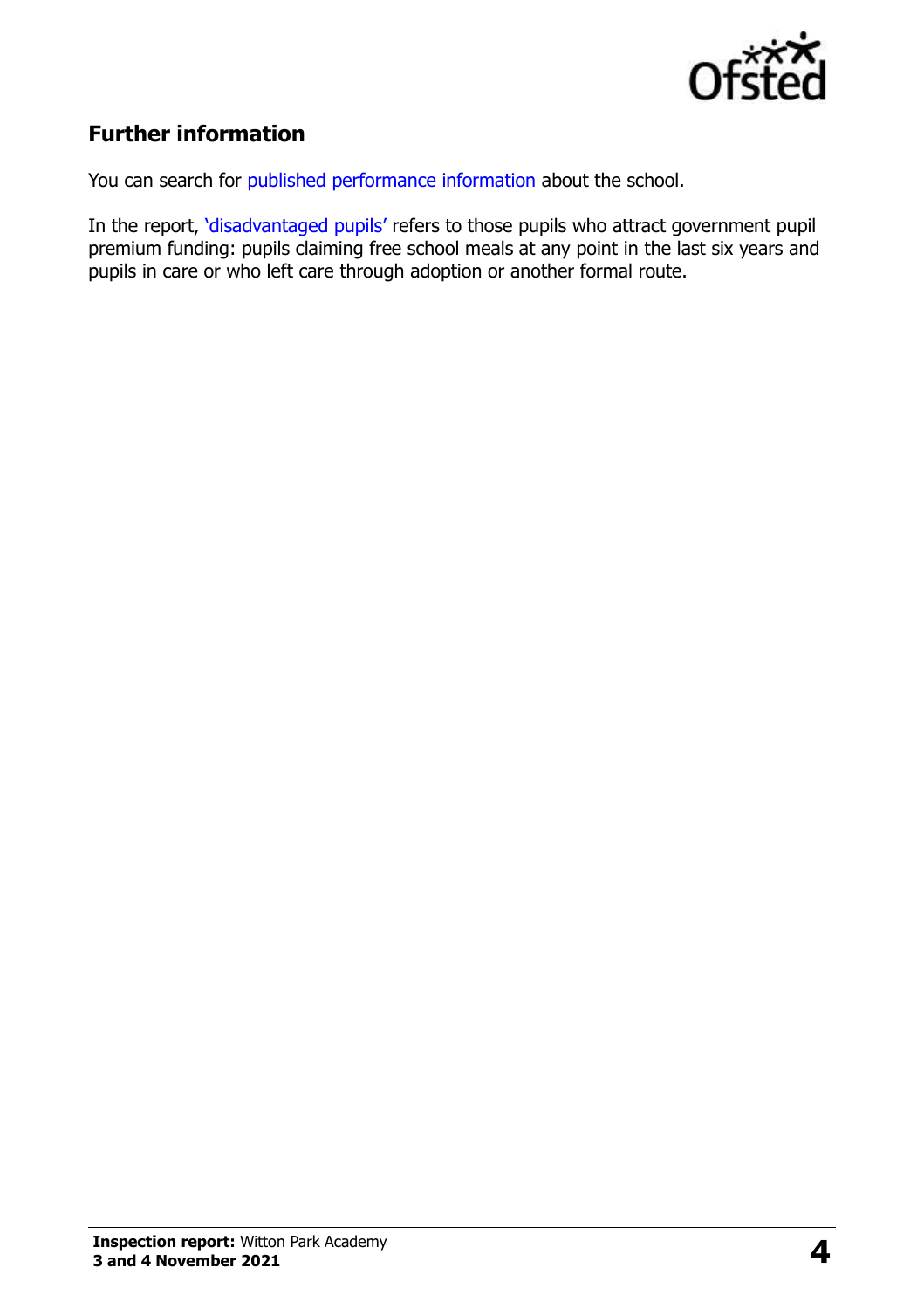## Further information

You can search for published performance information about the school.

In the report, 'disadvantaged pupils' refers to those pupils who attract government pupil premium funding: pupils claiming free school meals at any point in the last six years and pupils in care or who left care through adoption or another formal route.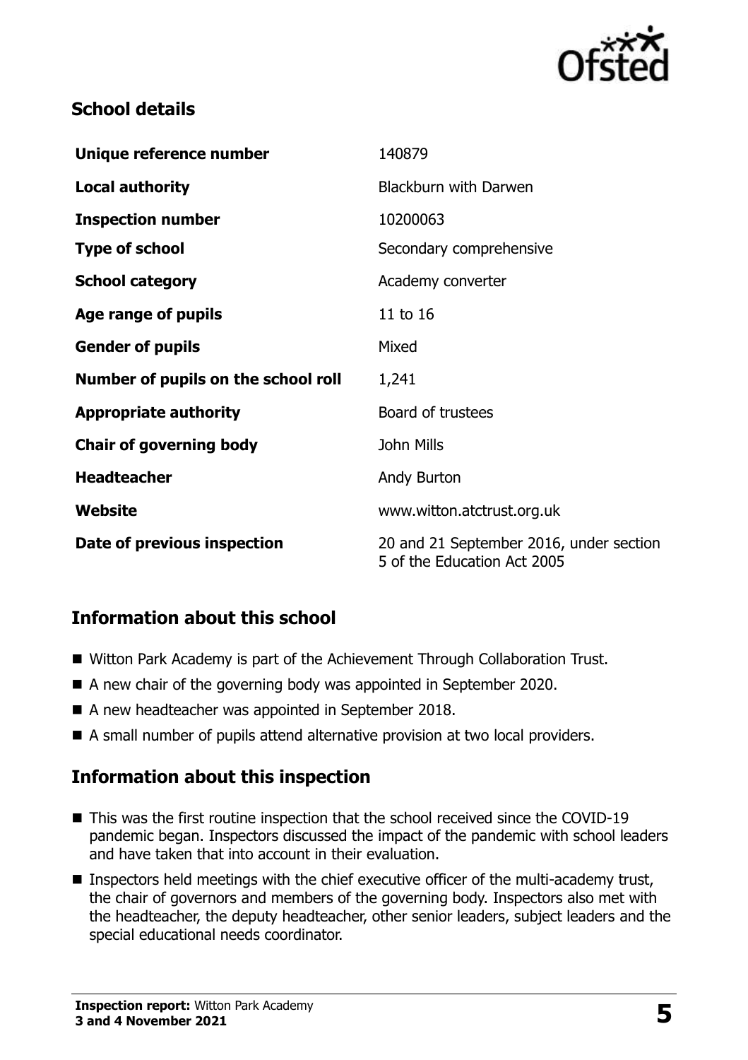## School details

| | |
|---|---|
| **Unique reference number** | 140879 |
| **Local authority** | Blackburn with Darwen |
| **Inspection number** | 10200063 |
| **Type of school** | Secondary comprehensive |
| **School category** | Academy converter |
| **Age range of pupils** | 11 to 16 |
| **Gender of pupils** | Mixed |
| **Number of pupils on the school roll** | 1,241 |
| **Appropriate authority** | Board of trustees |
| **Chair of governing body** | John Mills |
| **Headteacher** | Andy Burton |
| **Website** | www.witton.atctrust.org.uk |
| **Date of previous inspection** | 20 and 21 September 2016, under section 5 of the Education Act 2005 |

## Information about this school

- Witton Park Academy is part of the Achievement Through Collaboration Trust.
- A new chair of the governing body was appointed in September 2020.
- A new headteacher was appointed in September 2018.
- A small number of pupils attend alternative provision at two local providers.

## Information about this inspection

- This was the first routine inspection that the school received since the COVID-19 pandemic began. Inspectors discussed the impact of the pandemic with school leaders and have taken that into account in their evaluation.
- Inspectors held meetings with the chief executive officer of the multi-academy trust, the chair of governors and members of the governing body. Inspectors also met with the headteacher, the deputy headteacher, other senior leaders, subject leaders and the special educational needs coordinator.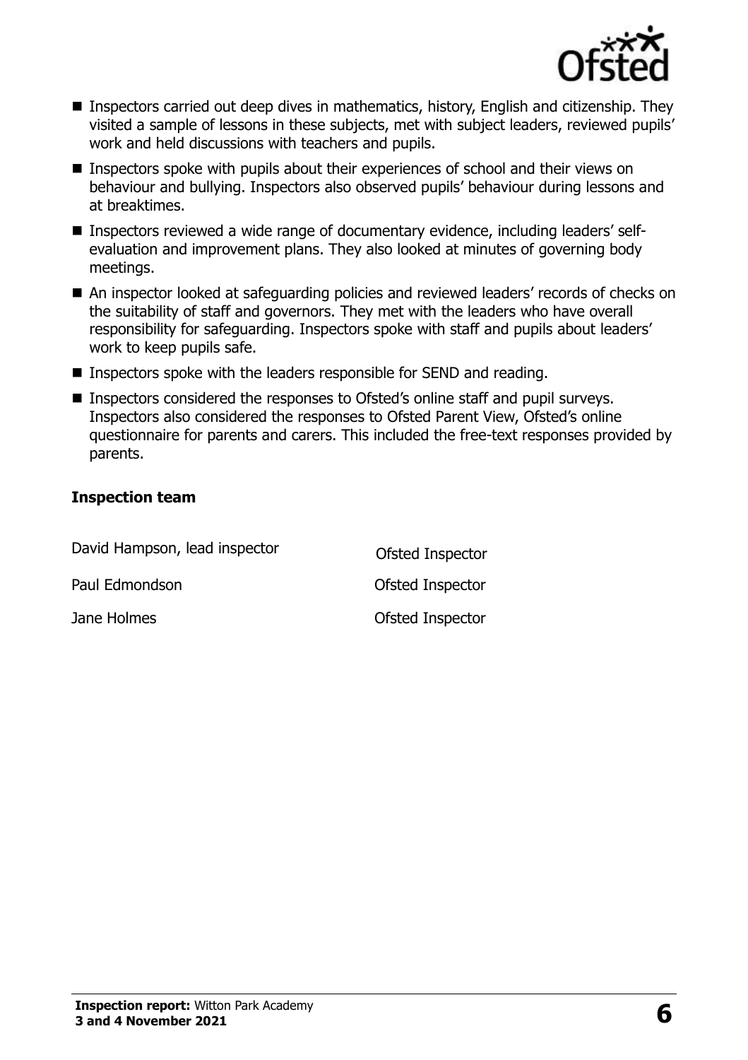- Inspectors carried out deep dives in mathematics, history, English and citizenship. They visited a sample of lessons in these subjects, met with subject leaders, reviewed pupils' work and held discussions with teachers and pupils.
- Inspectors spoke with pupils about their experiences of school and their views on behaviour and bullying. Inspectors also observed pupils' behaviour during lessons and at breaktimes.
- Inspectors reviewed a wide range of documentary evidence, including leaders' self-evaluation and improvement plans. They also looked at minutes of governing body meetings.
- An inspector looked at safeguarding policies and reviewed leaders' records of checks on the suitability of staff and governors. They met with the leaders who have overall responsibility for safeguarding. Inspectors spoke with staff and pupils about leaders' work to keep pupils safe.
- Inspectors spoke with the leaders responsible for SEND and reading.
- Inspectors considered the responses to Ofsted's online staff and pupil surveys. Inspectors also considered the responses to Ofsted Parent View, Ofsted's online questionnaire for parents and carers. This included the free-text responses provided by parents.

### Inspection team

| | |
|---|---|
| David Hampson, lead inspector | Ofsted Inspector |
| Paul Edmondson | Ofsted Inspector |
| Jane Holmes | Ofsted Inspector |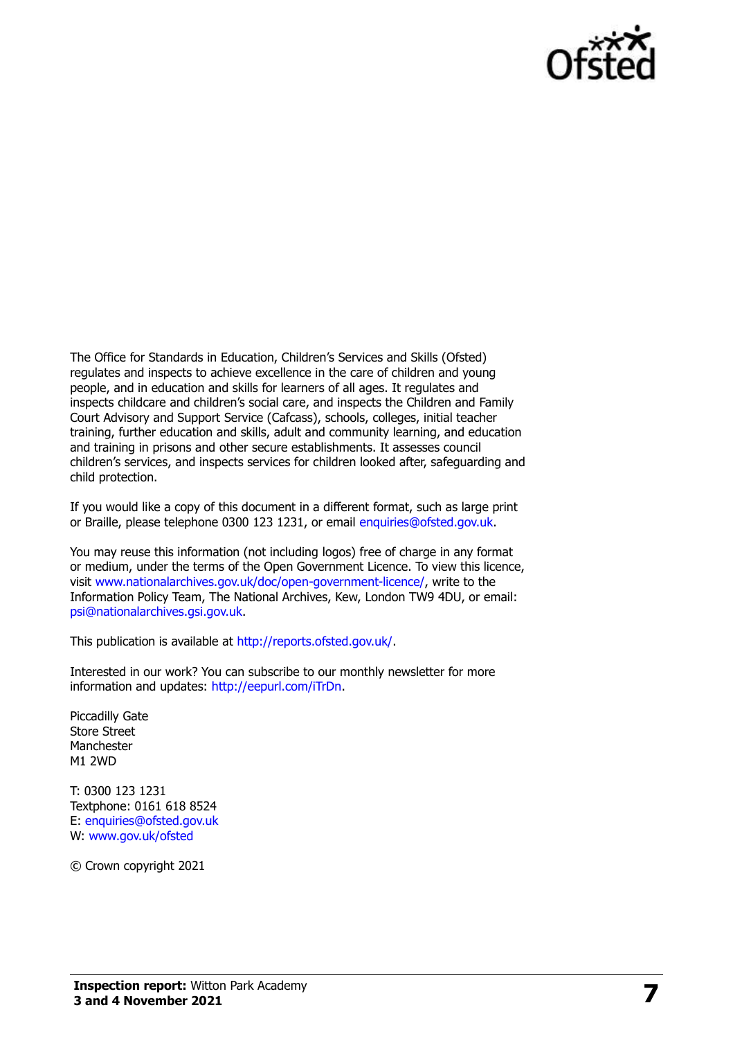The Office for Standards in Education, Children's Services and Skills (Ofsted) regulates and inspects to achieve excellence in the care of children and young people, and in education and skills for learners of all ages. It regulates and inspects childcare and children's social care, and inspects the Children and Family Court Advisory and Support Service (Cafcass), schools, colleges, initial teacher training, further education and skills, adult and community learning, and education and training in prisons and other secure establishments. It assesses council children's services, and inspects services for children looked after, safeguarding and child protection.

If you would like a copy of this document in a different format, such as large print or Braille, please telephone 0300 123 1231, or email enquiries@ofsted.gov.uk.

You may reuse this information (not including logos) free of charge in any format or medium, under the terms of the Open Government Licence. To view this licence, visit www.nationalarchives.gov.uk/doc/open-government-licence/, write to the Information Policy Team, The National Archives, Kew, London TW9 4DU, or email: psi@nationalarchives.gsi.gov.uk.

This publication is available at http://reports.ofsted.gov.uk/.

Interested in our work? You can subscribe to our monthly newsletter for more information and updates: http://eepurl.com/iTrDn.

Piccadilly Gate
Store Street
Manchester
M1 2WD

T: 0300 123 1231
Textphone: 0161 618 8524
E: enquiries@ofsted.gov.uk
W: www.gov.uk/ofsted

© Crown copyright 2021